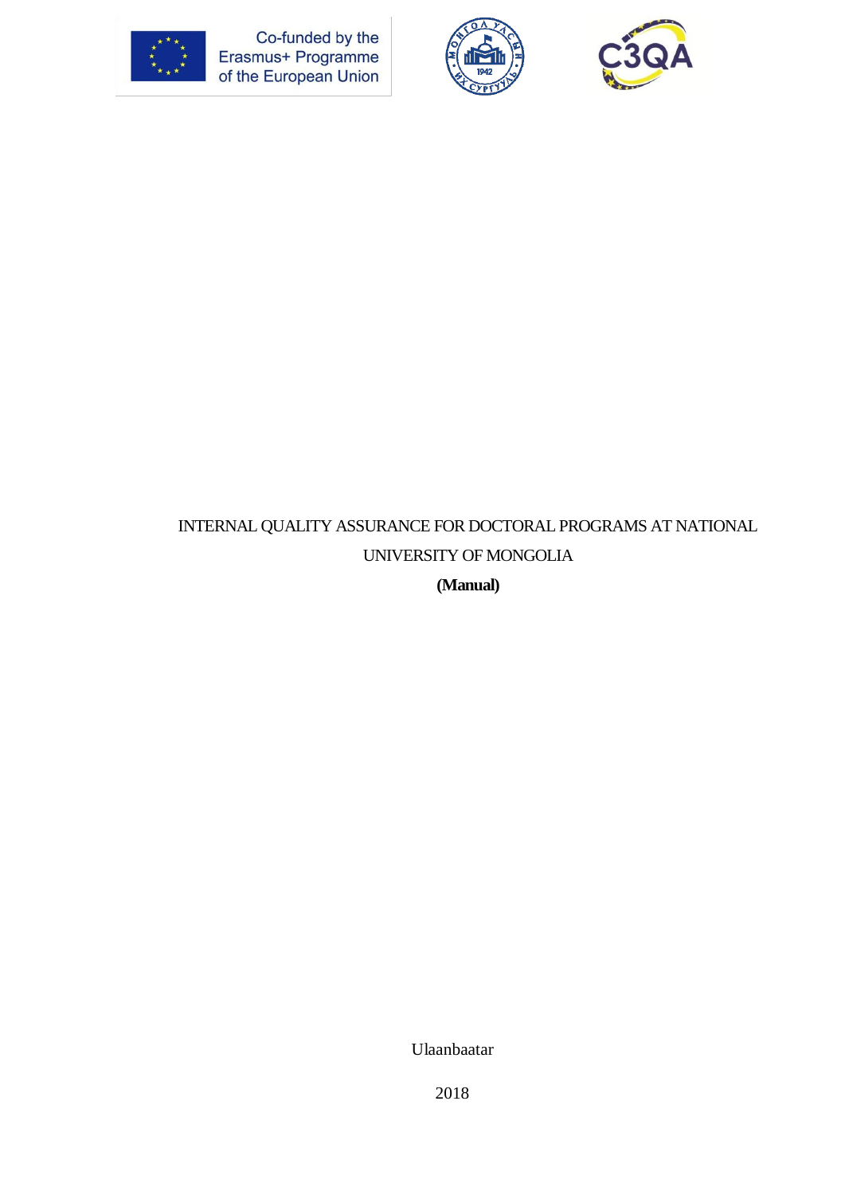Co-funded by the Erasmus+ Programme of the European Union

# INTERNAL QUALITY ASSURANCE FOR DOCTORAL PROGRAMS AT NATIONAL UNIVERSITY OF MONGOLIA

**(Manual)**

Ulaanbaatar

2018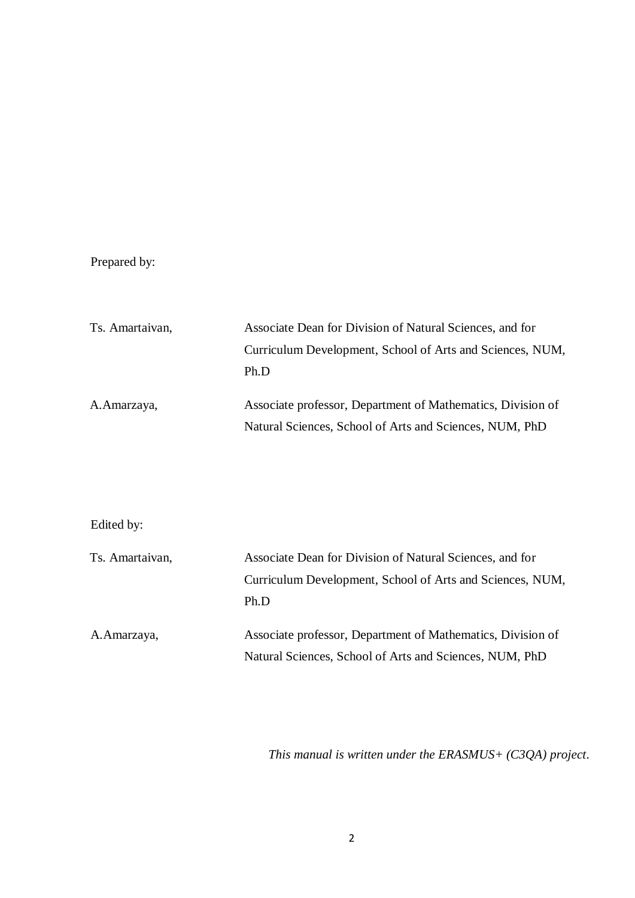Prepared by:

| | |
|---|---|
| Ts. Amartaivan, | Associate Dean for Division of Natural Sciences, and for Curriculum Development, School of Arts and Sciences, NUM, Ph.D |
| A.Amarzaya, | Associate professor, Department of Mathematics, Division of Natural Sciences, School of Arts and Sciences, NUM, PhD |

Edited by:

| | |
|---|---|
| Ts. Amartaivan, | Associate Dean for Division of Natural Sciences, and for Curriculum Development, School of Arts and Sciences, NUM, Ph.D |
| A.Amarzaya, | Associate professor, Department of Mathematics, Division of Natural Sciences, School of Arts and Sciences, NUM, PhD |

*This manual is written under the ERASMUS+ (C3QA) project*.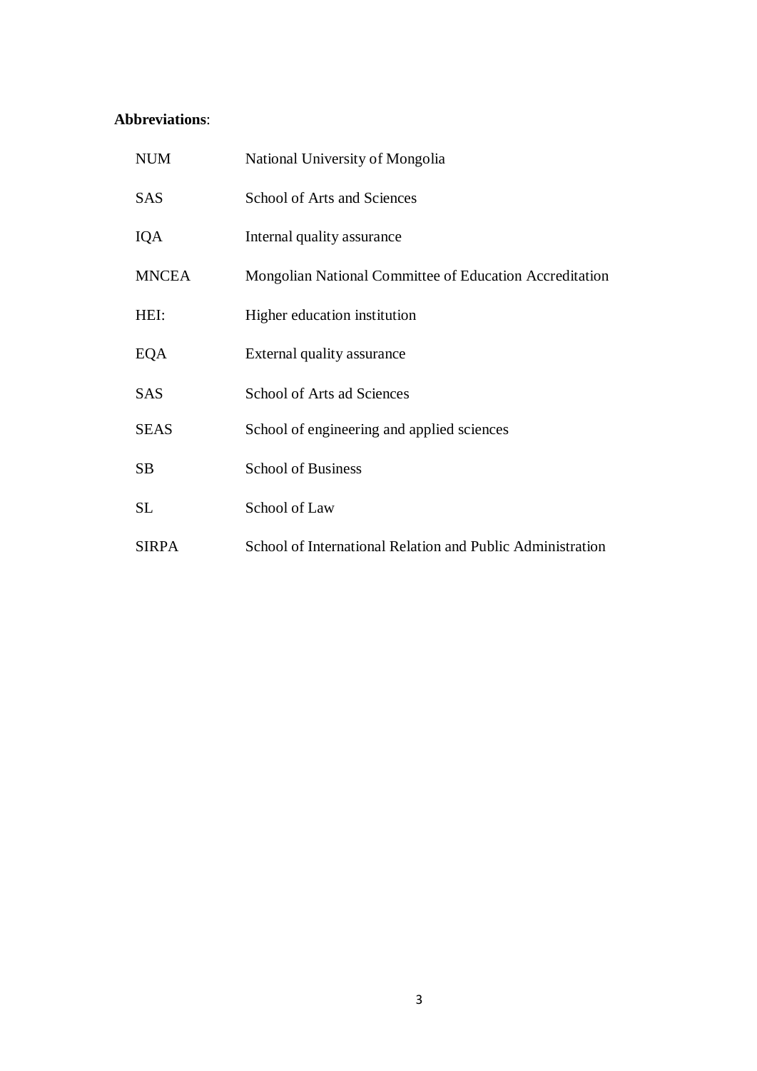**Abbreviations**:

| | |
|---|---|
| NUM | National University of Mongolia |
| SAS | School of Arts and Sciences |
| IQA | Internal quality assurance |
| MNCEA | Mongolian National Committee of Education Accreditation |
| HEI: | Higher education institution |
| EQA | External quality assurance |
| SAS | School of Arts ad Sciences |
| SEAS | School of engineering and applied sciences |
| SB | School of Business |
| SL | School of Law |
| SIRPA | School of International Relation and Public Administration |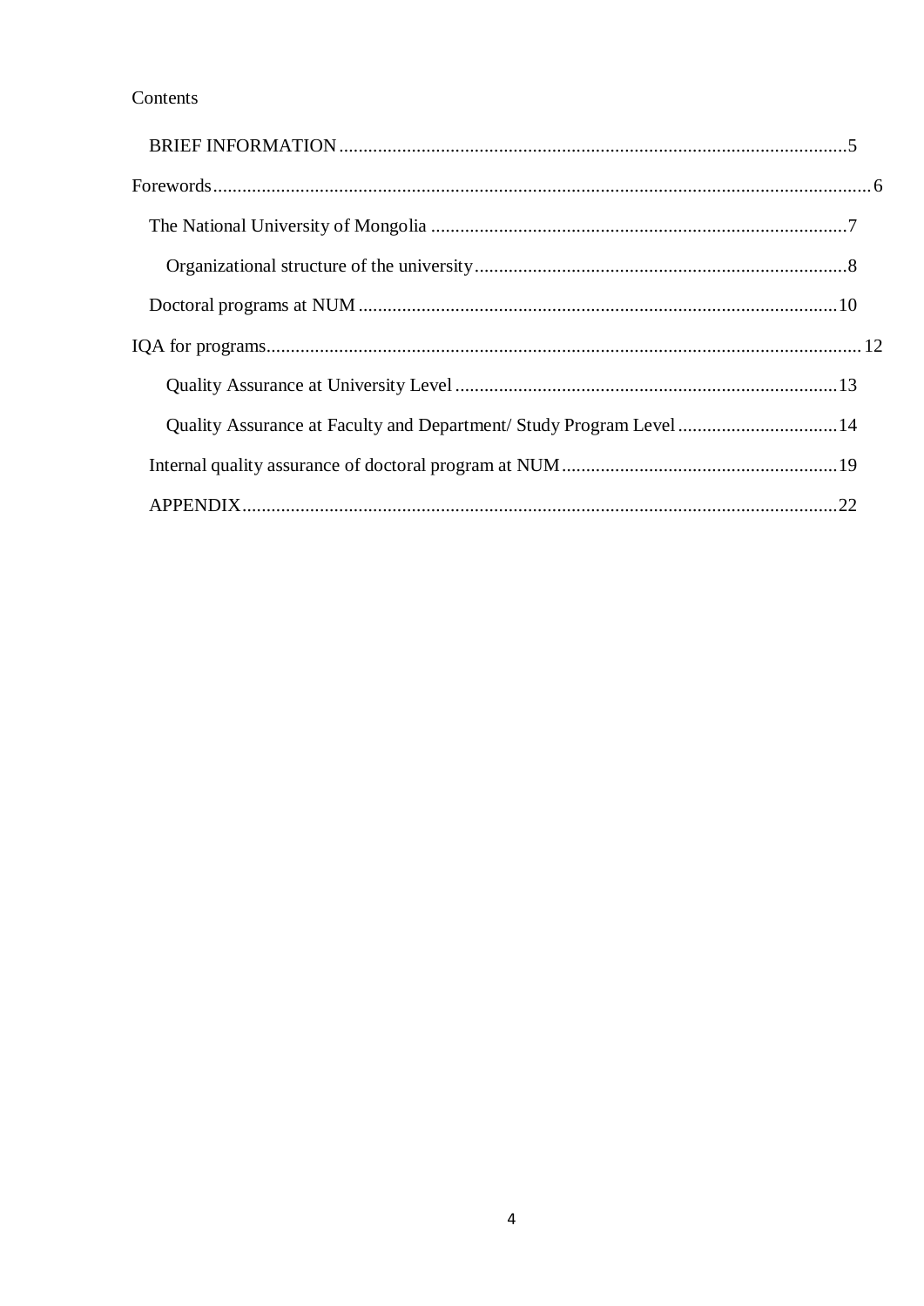Contents

- BRIEF INFORMATION....................5
- Forewords....................6
  - The National University of Mongolia....................7
    - Organizational structure of the university....................8
  - Doctoral programs at NUM....................10
- IQA for programs....................12
    - Quality Assurance at University Level....................13
    - Quality Assurance at Faculty and Department/ Study Program Level....................14
  - Internal quality assurance of doctoral program at NUM....................19
  - APPENDIX....................22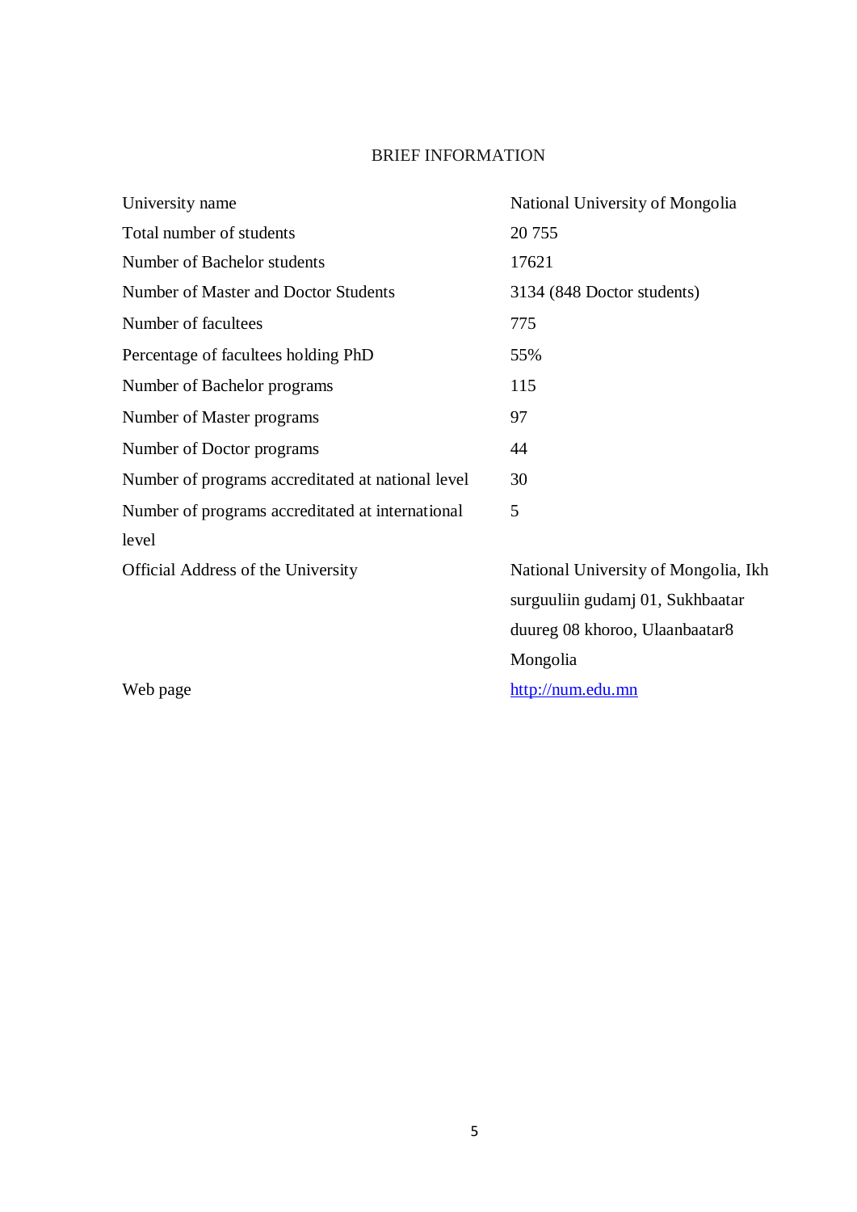# BRIEF INFORMATION

| | |
|---|---|
| University name | National University of Mongolia |
| Total number of students | 20 755 |
| Number of Bachelor students | 17621 |
| Number of Master and Doctor Students | 3134 (848 Doctor students) |
| Number of facultees | 775 |
| Percentage of facultees holding PhD | 55% |
| Number of Bachelor programs | 115 |
| Number of Master programs | 97 |
| Number of Doctor programs | 44 |
| Number of programs accreditated at national level | 30 |
| Number of programs accreditated at international level | 5 |
| Official Address of the University | National University of Mongolia, Ikh surguuliin gudamj 01, Sukhbaatar duureg 08 khoroo, Ulaanbaatar8 Mongolia |
| Web page | [http://num.edu.mn](http://num.edu.mn) |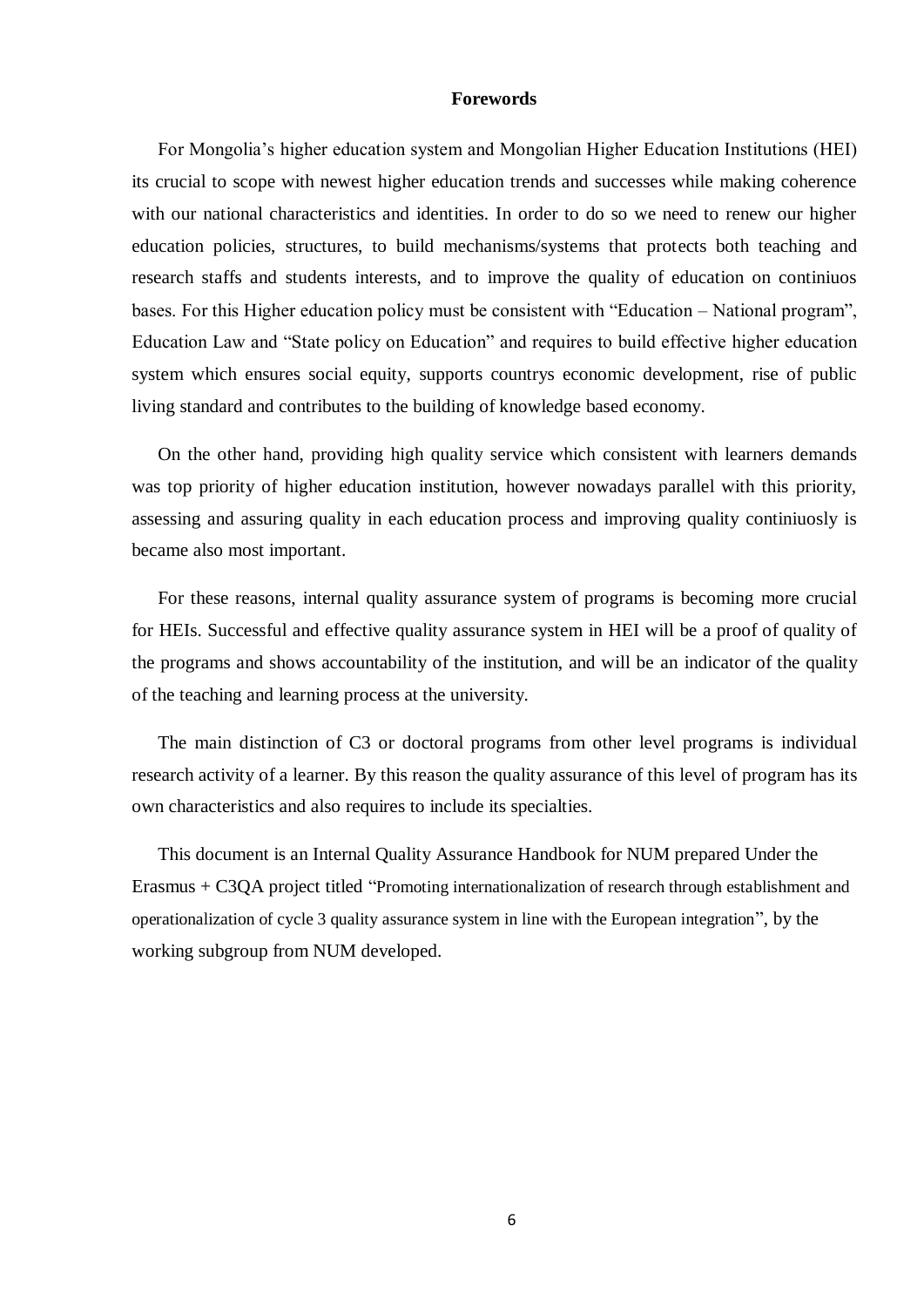# Forewords

For Mongolia’s higher education system and Mongolian Higher Education Institutions (HEI) its crucial to scope with newest higher education trends and successes while making coherence with our national characteristics and identities. In order to do so we need to renew our higher education policies, structures, to build mechanisms/systems that protects both teaching and research staffs and students interests, and to improve the quality of education on continiuos bases. For this Higher education policy must be consistent with “Education – National program”, Education Law and “State policy on Education” and requires to build effective higher education system which ensures social equity, supports countrys economic development, rise of public living standard and contributes to the building of knowledge based economy.

On the other hand, providing high quality service which consistent with learners demands was top priority of higher education institution, however nowadays parallel with this priority, assessing and assuring quality in each education process and improving quality continiuosly is became also most important.

For these reasons, internal quality assurance system of programs is becoming more crucial for HEIs. Successful and effective quality assurance system in HEI will be a proof of quality of the programs and shows accountability of the institution, and will be an indicator of the quality of the teaching and learning process at the university.

The main distinction of C3 or doctoral programs from other level programs is individual research activity of a learner. By this reason the quality assurance of this level of program has its own characteristics and also requires to include its specialties.

This document is an Internal Quality Assurance Handbook for NUM prepared Under the Erasmus + C3QA project titled “Promoting internationalization of research through establishment and operationalization of cycle 3 quality assurance system in line with the European integration”, by the working subgroup from NUM developed.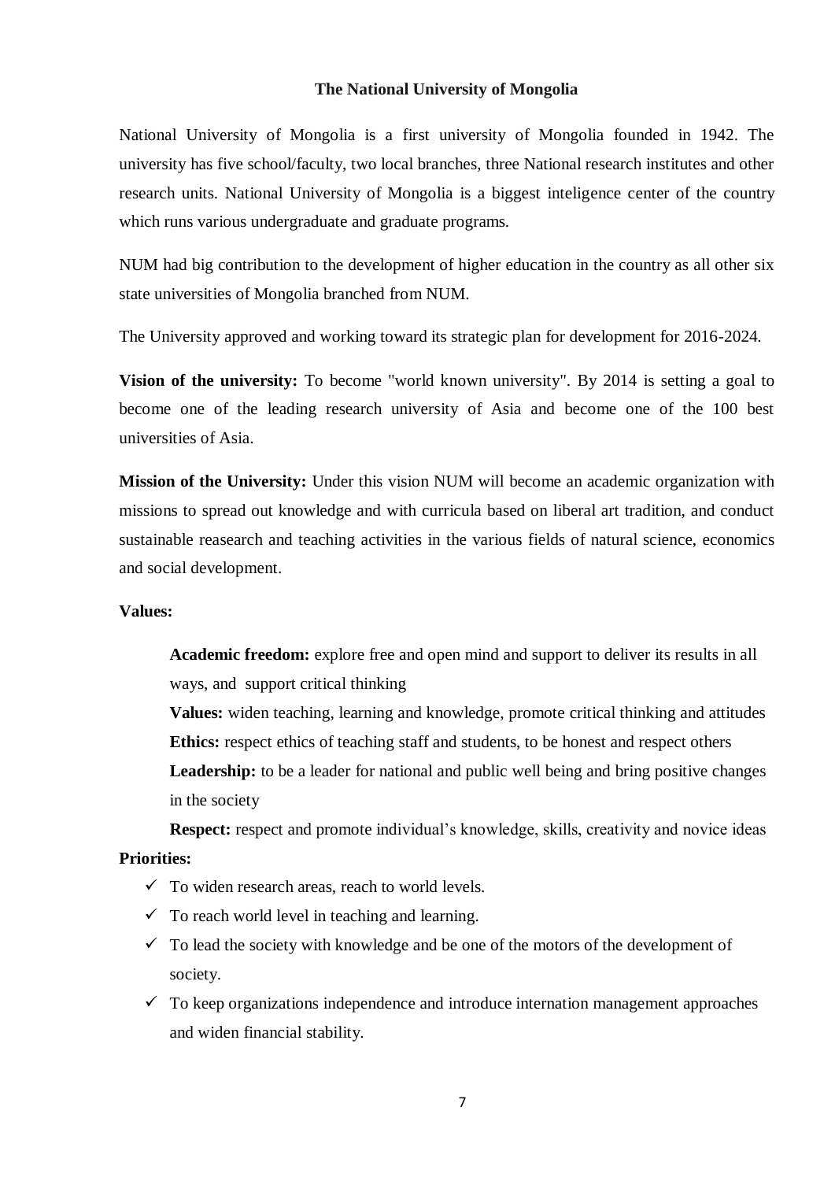## The National University of Mongolia

National University of Mongolia is a first university of Mongolia founded in 1942. The university has five school/faculty, two local branches, three National research institutes and other research units. National University of Mongolia is a biggest inteligence center of the country which runs various undergraduate and graduate programs.

NUM had big contribution to the development of higher education in the country as all other six state universities of Mongolia branched from NUM.

The University approved and working toward its strategic plan for development for 2016-2024.

**Vision of the university:** To become "world known university". By 2014 is setting a goal to become one of the leading research university of Asia and become one of the 100 best universities of Asia.

**Mission of the University:** Under this vision NUM will become an academic organization with missions to spread out knowledge and with curricula based on liberal art tradition, and conduct sustainable reasearch and teaching activities in the various fields of natural science, economics and social development.

**Values:**

> **Academic freedom:** explore free and open mind and support to deliver its results in all ways, and support critical thinking
>
> **Values:** widen teaching, learning and knowledge, promote critical thinking and attitudes
>
> **Ethics:** respect ethics of teaching staff and students, to be honest and respect others
>
> **Leadership:** to be a leader for national and public well being and bring positive changes in the society
>
> **Respect:** respect and promote individual's knowledge, skills, creativity and novice ideas

**Priorities:**

- ✓ To widen research areas, reach to world levels.
- ✓ To reach world level in teaching and learning.
- ✓ To lead the society with knowledge and be one of the motors of the development of society.
- ✓ To keep organizations independence and introduce internation management approaches and widen financial stability.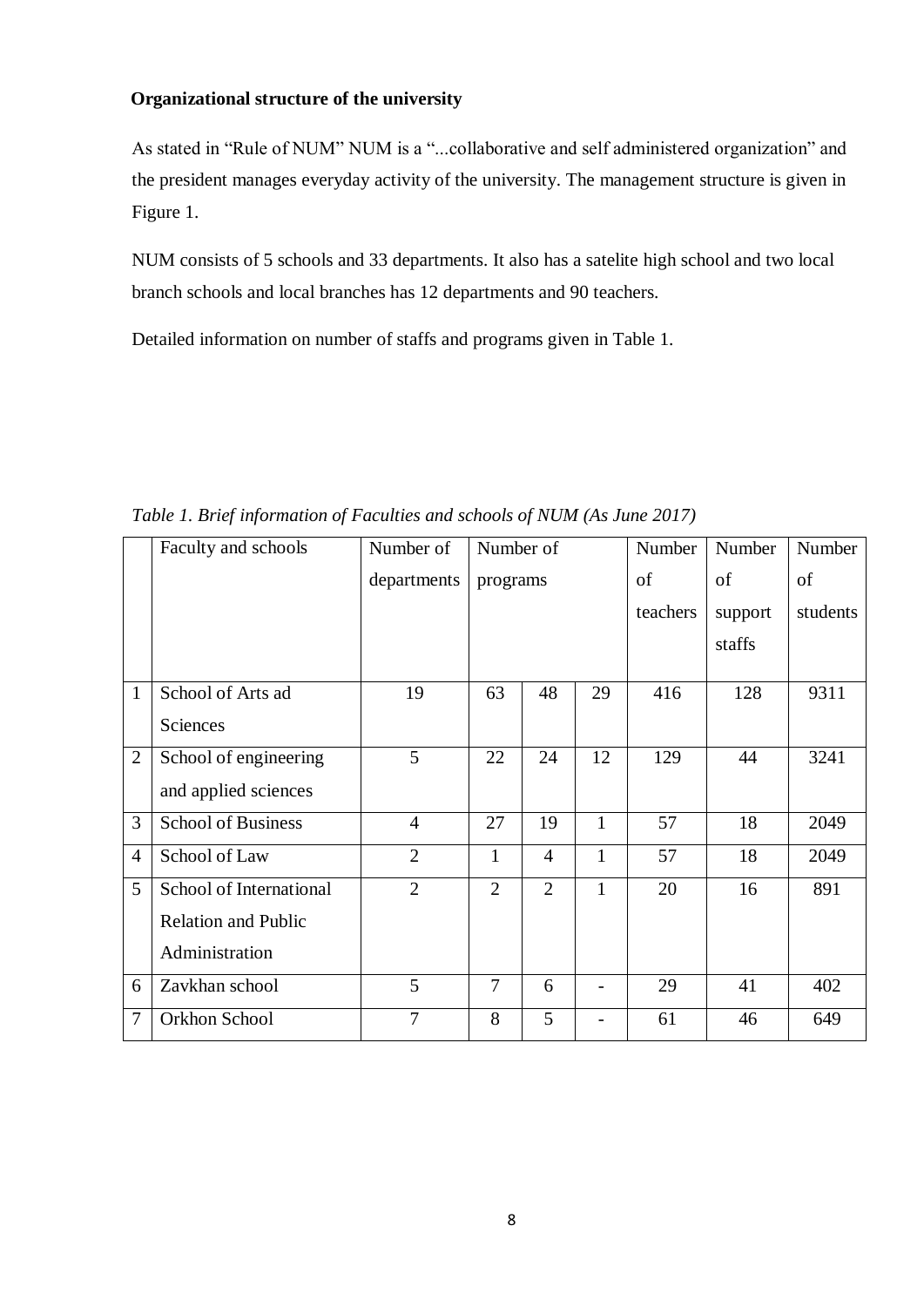**Organizational structure of the university**

As stated in "Rule of NUM" NUM is a "...collaborative and self administered organization" and the president manages everyday activity of the university. The management structure is given in Figure 1.

NUM consists of 5 schools and 33 departments. It also has a satelite high school and two local branch schools and local branches has 12 departments and 90 teachers.

Detailed information on number of staffs and programs given in Table 1.

*Table 1. Brief information of Faculties and schools of NUM (As June 2017)*

| | Faculty and schools | Number of departments | Number of programs | | | Number of teachers | Number of support staffs | Number of students |
|---|---|---|---|---|---|---|---|---|
| 1 | School of Arts ad Sciences | 19 | 63 | 48 | 29 | 416 | 128 | 9311 |
| 2 | School of engineering and applied sciences | 5 | 22 | 24 | 12 | 129 | 44 | 3241 |
| 3 | School of Business | 4 | 27 | 19 | 1 | 57 | 18 | 2049 |
| 4 | School of Law | 2 | 1 | 4 | 1 | 57 | 18 | 2049 |
| 5 | School of International Relation and Public Administration | 2 | 2 | 2 | 1 | 20 | 16 | 891 |
| 6 | Zavkhan school | 5 | 7 | 6 | - | 29 | 41 | 402 |
| 7 | Orkhon School | 7 | 8 | 5 | - | 61 | 46 | 649 |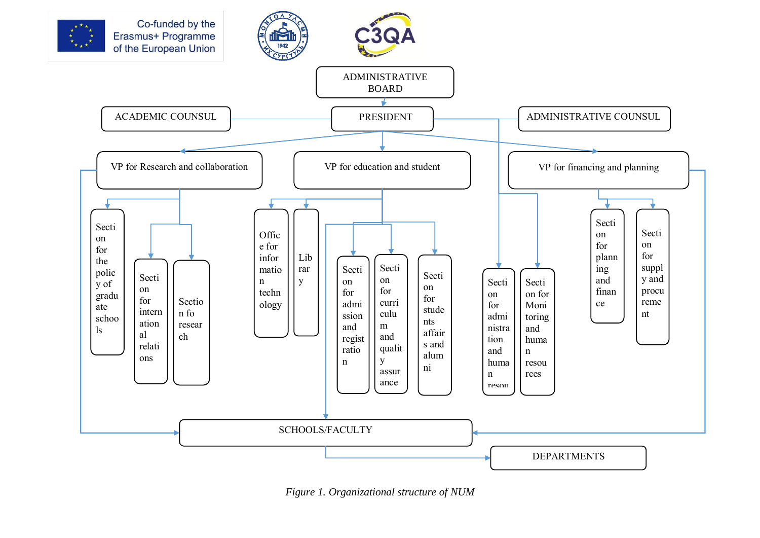ADMINISTRATIVE BOARD

ACADEMIC COUNSUL

PRESIDENT

ADMINISTRATIVE COUNSUL

VP for Research and collaboration

VP for education and student

VP for financing and planning

Section for the policy of graduate schools

Section for international relations

Section fo research

Office for information technology

Library

Section for admission and registration

Section for curriculum and quality assurance

Section for students affairs and alumni

Section for administration and human resou

Section for Monitoring and human resources

Section for planning and finance

Section for supply and procurement

SCHOOLS/FACULTY

DEPARTMENTS

*Figure 1. Organizational structure of NUM*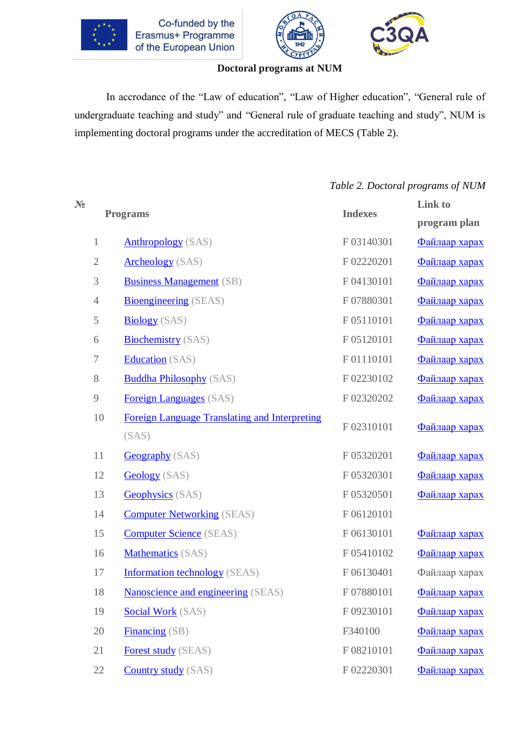**Doctoral programs at NUM**

In accrodance of the "Law of education", "Law of Higher education", "General rule of undergraduate teaching and study" and "General rule of graduate teaching and study", NUM is implementing doctoral programs under the accreditation of MECS (Table 2).

*Table 2. Doctoral programs of NUM*

| № | Programs | Indexes | Link to program plan |
|---|---|---|---|
| 1 | Anthropology (SAS) | F 03140301 | Файлаар харах |
| 2 | Archeology (SAS) | F 02220201 | Файлаар харах |
| 3 | Business Management (SB) | F 04130101 | Файлаар харах |
| 4 | Bioengineering (SEAS) | F 07880301 | Файлаар харах |
| 5 | Biology (SAS) | F 05110101 | Файлаар харах |
| 6 | Biochemistry (SAS) | F 05120101 | Файлаар харах |
| 7 | Education (SAS) | F 01110101 | Файлаар харах |
| 8 | Buddha Philosophy (SAS) | F 02230102 | Файлаар харах |
| 9 | Foreign Languages (SAS) | F 02320202 | Файлаар харах |
| 10 | Foreign Language Translating and Interpreting (SAS) | F 02310101 | Файлаар харах |
| 11 | Geography (SAS) | F 05320201 | Файлаар харах |
| 12 | Geology (SAS) | F 05320301 | Файлаар харах |
| 13 | Geophysics (SAS) | F 05320501 | Файлаар харах |
| 14 | Computer Networking (SEAS) | F 06120101 | |
| 15 | Computer Science (SEAS) | F 06130101 | Файлаар харах |
| 16 | Mathematics (SAS) | F 05410102 | Файлаар харах |
| 17 | Information technology (SEAS) | F 06130401 | Файлаар харах |
| 18 | Nanoscience and engineering (SEAS) | F 07880101 | Файлаар харах |
| 19 | Social Work (SAS) | F 09230101 | Файлаар харах |
| 20 | Financing (SB) | F340100 | Файлаар харах |
| 21 | Forest study (SEAS) | F 08210101 | Файлаар харах |
| 22 | Country study (SAS) | F 02220301 | Файлаар харах |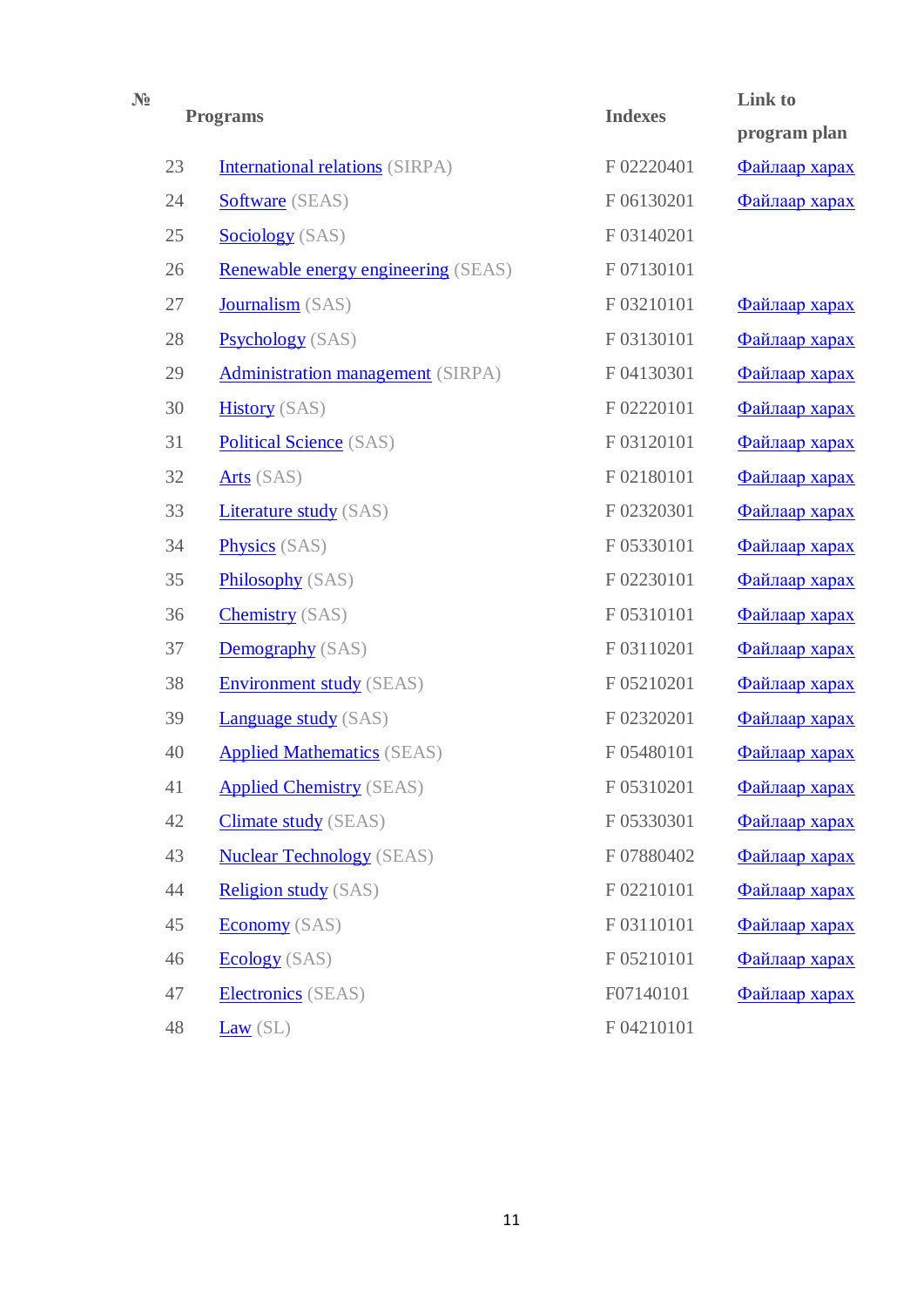| № | Programs | Indexes | Link to program plan |
|---|---|---|---|
| 23 | International relations (SIRPA) | F 02220401 | Файлаар харах |
| 24 | Software (SEAS) | F 06130201 | Файлаар харах |
| 25 | Sociology (SAS) | F 03140201 | |
| 26 | Renewable energy engineering (SEAS) | F 07130101 | |
| 27 | Journalism (SAS) | F 03210101 | Файлаар харах |
| 28 | Psychology (SAS) | F 03130101 | Файлаар харах |
| 29 | Administration management (SIRPA) | F 04130301 | Файлаар харах |
| 30 | History (SAS) | F 02220101 | Файлаар харах |
| 31 | Political Science (SAS) | F 03120101 | Файлаар харах |
| 32 | Arts (SAS) | F 02180101 | Файлаар харах |
| 33 | Literature study (SAS) | F 02320301 | Файлаар харах |
| 34 | Physics (SAS) | F 05330101 | Файлаар харах |
| 35 | Philosophy (SAS) | F 02230101 | Файлаар харах |
| 36 | Chemistry (SAS) | F 05310101 | Файлаар харах |
| 37 | Demography (SAS) | F 03110201 | Файлаар харах |
| 38 | Environment study (SEAS) | F 05210201 | Файлаар харах |
| 39 | Language study (SAS) | F 02320201 | Файлаар харах |
| 40 | Applied Mathematics (SEAS) | F 05480101 | Файлаар харах |
| 41 | Applied Chemistry (SEAS) | F 05310201 | Файлаар харах |
| 42 | Climate study (SEAS) | F 05330301 | Файлаар харах |
| 43 | Nuclear Technology (SEAS) | F 07880402 | Файлаар харах |
| 44 | Religion study (SAS) | F 02210101 | Файлаар харах |
| 45 | Economy (SAS) | F 03110101 | Файлаар харах |
| 46 | Ecology (SAS) | F 05210101 | Файлаар харах |
| 47 | Electronics (SEAS) | F07140101 | Файлаар харах |
| 48 | Law (SL) | F 04210101 | |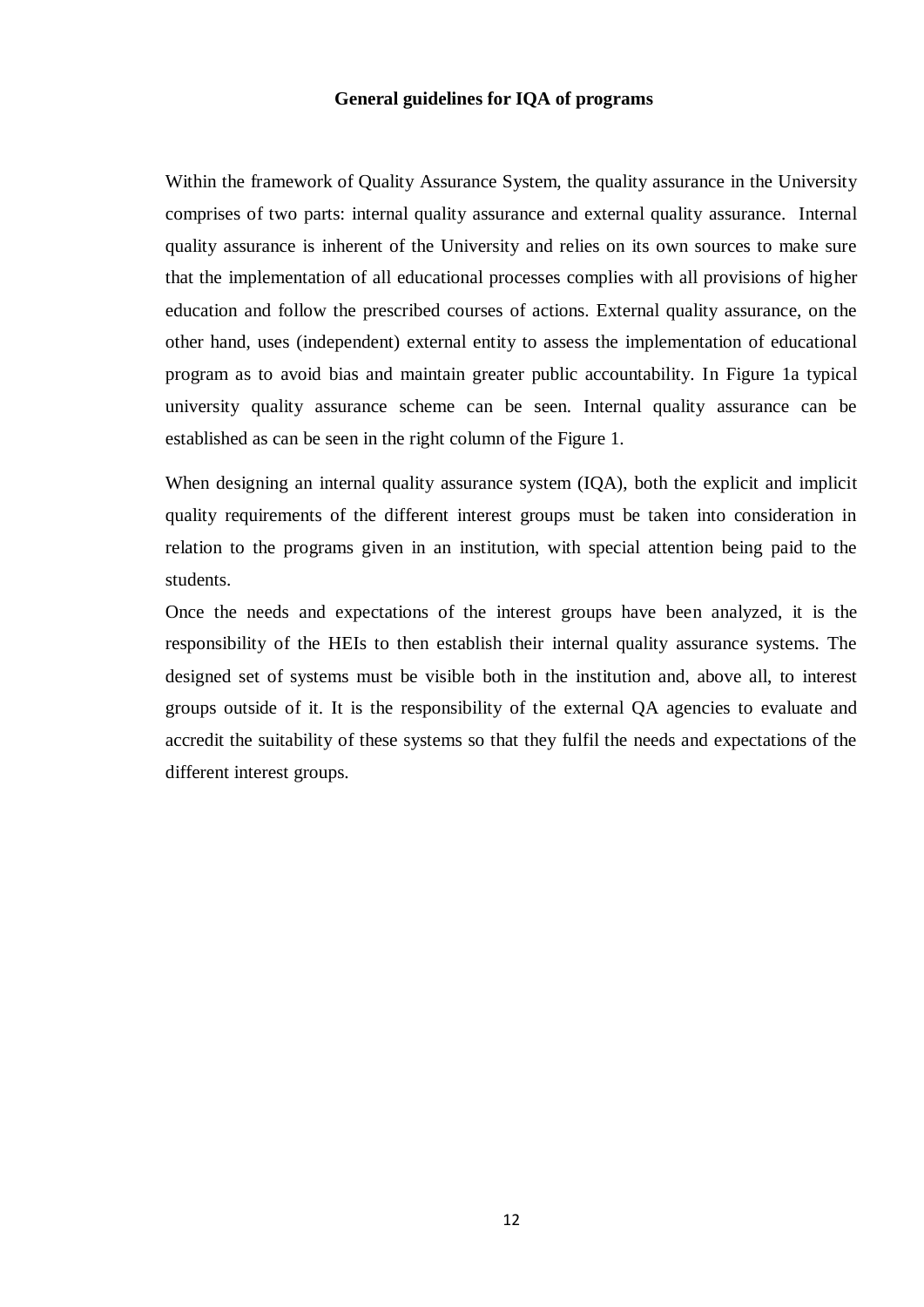**General guidelines for IQA of programs**

Within the framework of Quality Assurance System, the quality assurance in the University comprises of two parts: internal quality assurance and external quality assurance. Internal quality assurance is inherent of the University and relies on its own sources to make sure that the implementation of all educational processes complies with all provisions of higher education and follow the prescribed courses of actions. External quality assurance, on the other hand, uses (independent) external entity to assess the implementation of educational program as to avoid bias and maintain greater public accountability. In Figure 1a typical university quality assurance scheme can be seen. Internal quality assurance can be established as can be seen in the right column of the Figure 1.

When designing an internal quality assurance system (IQA), both the explicit and implicit quality requirements of the different interest groups must be taken into consideration in relation to the programs given in an institution, with special attention being paid to the students.

Once the needs and expectations of the interest groups have been analyzed, it is the responsibility of the HEIs to then establish their internal quality assurance systems. The designed set of systems must be visible both in the institution and, above all, to interest groups outside of it. It is the responsibility of the external QA agencies to evaluate and accredit the suitability of these systems so that they fulfil the needs and expectations of the different interest groups.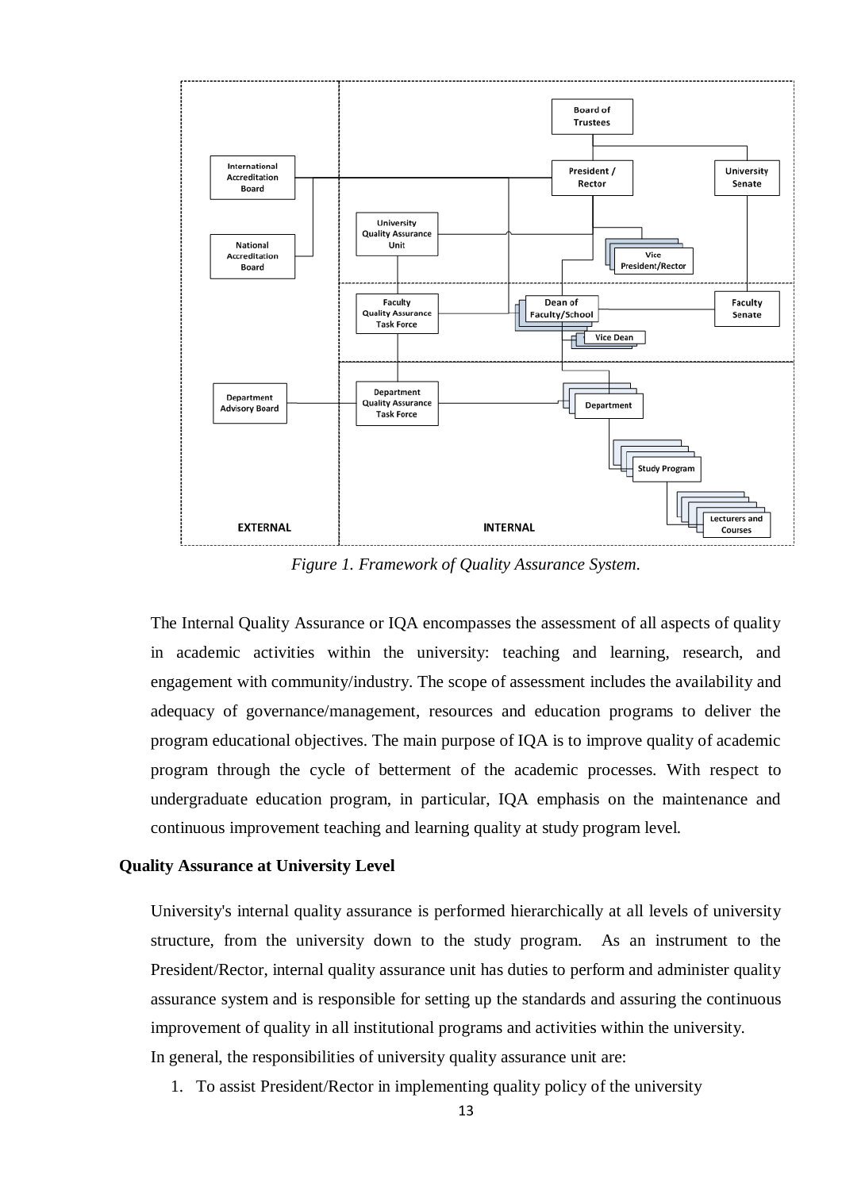*Figure 1. Framework of Quality Assurance System.*

The Internal Quality Assurance or IQA encompasses the assessment of all aspects of quality in academic activities within the university: teaching and learning, research, and engagement with community/industry. The scope of assessment includes the availability and adequacy of governance/management, resources and education programs to deliver the program educational objectives. The main purpose of IQA is to improve quality of academic program through the cycle of betterment of the academic processes. With respect to undergraduate education program, in particular, IQA emphasis on the maintenance and continuous improvement teaching and learning quality at study program level.

**Quality Assurance at University Level**

University's internal quality assurance is performed hierarchically at all levels of university structure, from the university down to the study program. As an instrument to the President/Rector, internal quality assurance unit has duties to perform and administer quality assurance system and is responsible for setting up the standards and assuring the continuous improvement of quality in all institutional programs and activities within the university.

In general, the responsibilities of university quality assurance unit are:

1. To assist President/Rector in implementing quality policy of the university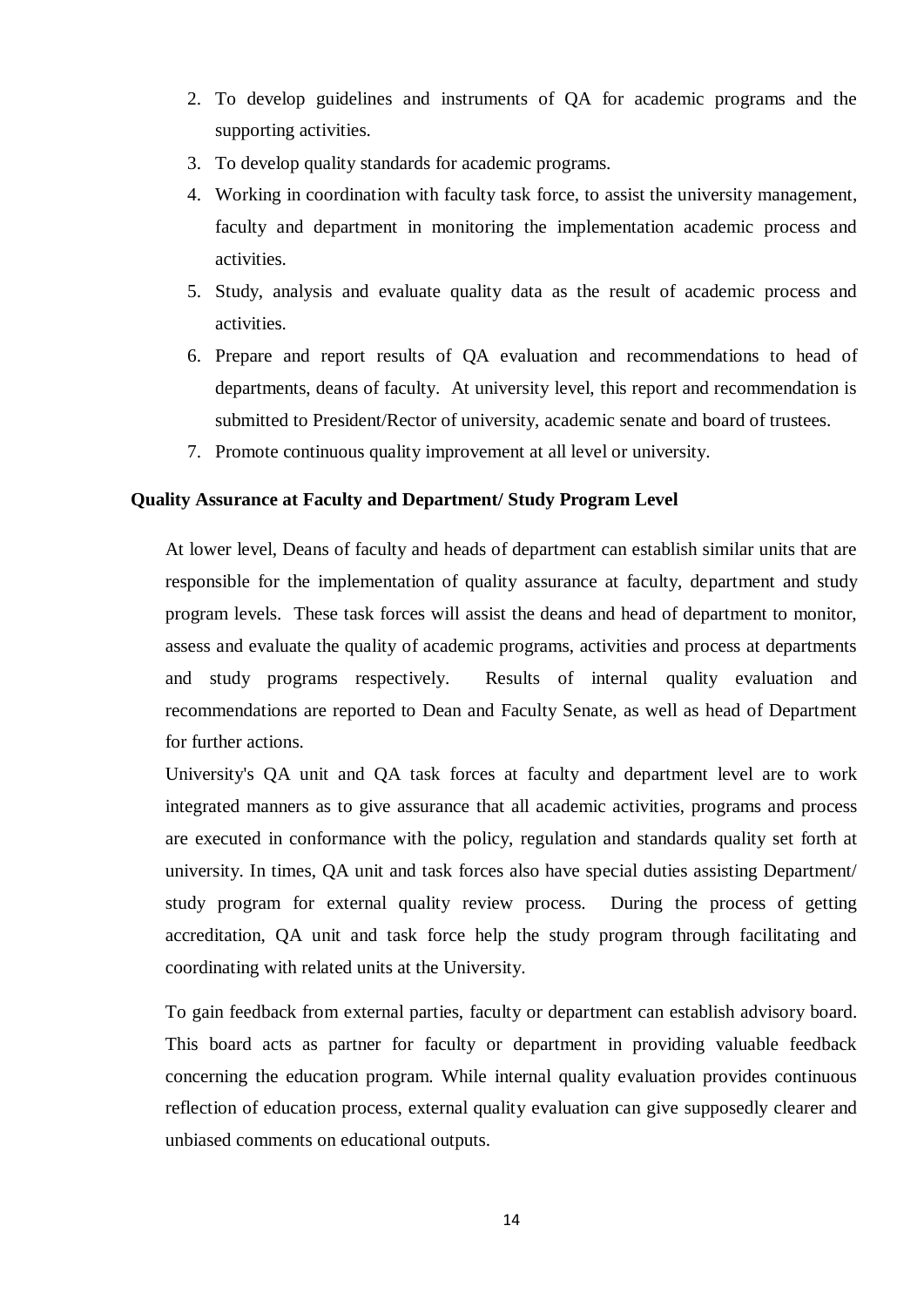2. To develop guidelines and instruments of QA for academic programs and the supporting activities.
3. To develop quality standards for academic programs.
4. Working in coordination with faculty task force, to assist the university management, faculty and department in monitoring the implementation academic process and activities.
5. Study, analysis and evaluate quality data as the result of academic process and activities.
6. Prepare and report results of QA evaluation and recommendations to head of departments, deans of faculty. At university level, this report and recommendation is submitted to President/Rector of university, academic senate and board of trustees.
7. Promote continuous quality improvement at all level or university.

**Quality Assurance at Faculty and Department/ Study Program Level**

At lower level, Deans of faculty and heads of department can establish similar units that are responsible for the implementation of quality assurance at faculty, department and study program levels. These task forces will assist the deans and head of department to monitor, assess and evaluate the quality of academic programs, activities and process at departments and study programs respectively. Results of internal quality evaluation and recommendations are reported to Dean and Faculty Senate, as well as head of Department for further actions.

University's QA unit and QA task forces at faculty and department level are to work integrated manners as to give assurance that all academic activities, programs and process are executed in conformance with the policy, regulation and standards quality set forth at university. In times, QA unit and task forces also have special duties assisting Department/ study program for external quality review process. During the process of getting accreditation, QA unit and task force help the study program through facilitating and coordinating with related units at the University.

To gain feedback from external parties, faculty or department can establish advisory board. This board acts as partner for faculty or department in providing valuable feedback concerning the education program. While internal quality evaluation provides continuous reflection of education process, external quality evaluation can give supposedly clearer and unbiased comments on educational outputs.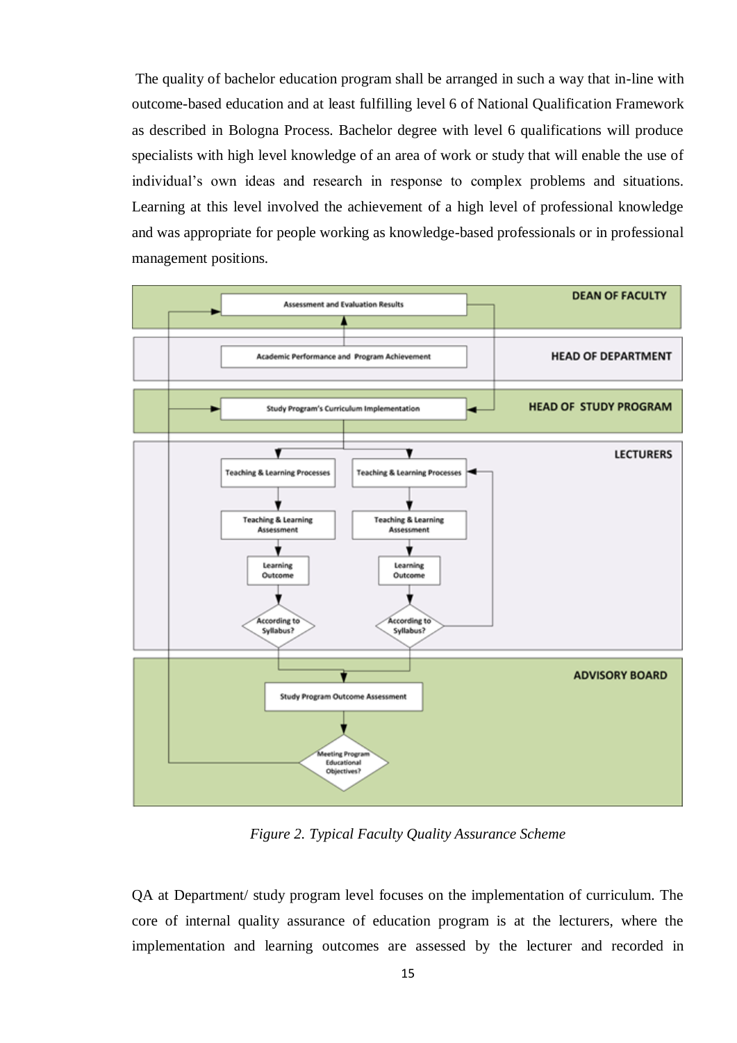The quality of bachelor education program shall be arranged in such a way that in-line with outcome-based education and at least fulfilling level 6 of National Qualification Framework as described in Bologna Process. Bachelor degree with level 6 qualifications will produce specialists with high level knowledge of an area of work or study that will enable the use of individual's own ideas and research in response to complex problems and situations. Learning at this level involved the achievement of a high level of professional knowledge and was appropriate for people working as knowledge-based professionals or in professional management positions.

*Figure 2. Typical Faculty Quality Assurance Scheme*

QA at Department/ study program level focuses on the implementation of curriculum. The core of internal quality assurance of education program is at the lecturers, where the implementation and learning outcomes are assessed by the lecturer and recorded in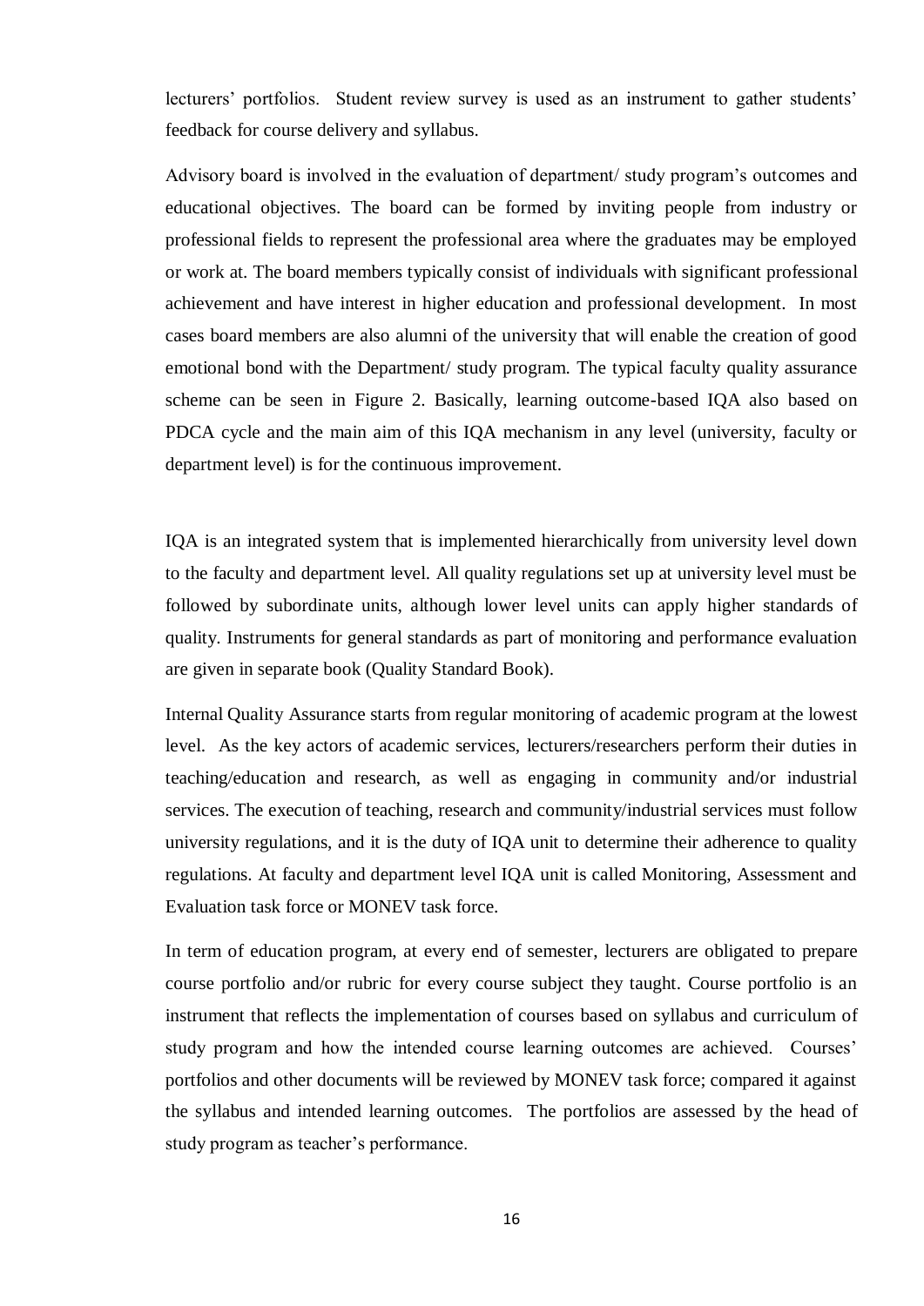lecturers' portfolios. Student review survey is used as an instrument to gather students' feedback for course delivery and syllabus.

Advisory board is involved in the evaluation of department/ study program's outcomes and educational objectives. The board can be formed by inviting people from industry or professional fields to represent the professional area where the graduates may be employed or work at. The board members typically consist of individuals with significant professional achievement and have interest in higher education and professional development. In most cases board members are also alumni of the university that will enable the creation of good emotional bond with the Department/ study program. The typical faculty quality assurance scheme can be seen in Figure 2. Basically, learning outcome-based IQA also based on PDCA cycle and the main aim of this IQA mechanism in any level (university, faculty or department level) is for the continuous improvement.

IQA is an integrated system that is implemented hierarchically from university level down to the faculty and department level. All quality regulations set up at university level must be followed by subordinate units, although lower level units can apply higher standards of quality. Instruments for general standards as part of monitoring and performance evaluation are given in separate book (Quality Standard Book).

Internal Quality Assurance starts from regular monitoring of academic program at the lowest level. As the key actors of academic services, lecturers/researchers perform their duties in teaching/education and research, as well as engaging in community and/or industrial services. The execution of teaching, research and community/industrial services must follow university regulations, and it is the duty of IQA unit to determine their adherence to quality regulations. At faculty and department level IQA unit is called Monitoring, Assessment and Evaluation task force or MONEV task force.

In term of education program, at every end of semester, lecturers are obligated to prepare course portfolio and/or rubric for every course subject they taught. Course portfolio is an instrument that reflects the implementation of courses based on syllabus and curriculum of study program and how the intended course learning outcomes are achieved. Courses' portfolios and other documents will be reviewed by MONEV task force; compared it against the syllabus and intended learning outcomes. The portfolios are assessed by the head of study program as teacher's performance.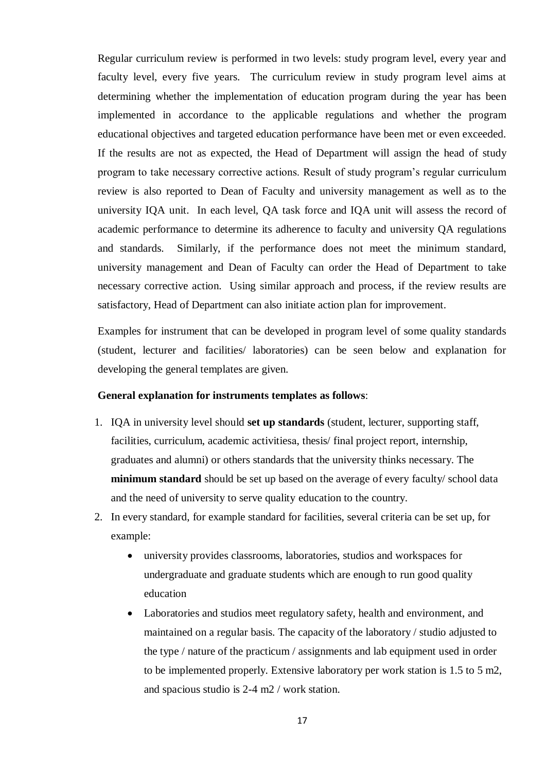Regular curriculum review is performed in two levels: study program level, every year and faculty level, every five years. The curriculum review in study program level aims at determining whether the implementation of education program during the year has been implemented in accordance to the applicable regulations and whether the program educational objectives and targeted education performance have been met or even exceeded. If the results are not as expected, the Head of Department will assign the head of study program to take necessary corrective actions. Result of study program's regular curriculum review is also reported to Dean of Faculty and university management as well as to the university IQA unit. In each level, QA task force and IQA unit will assess the record of academic performance to determine its adherence to faculty and university QA regulations and standards. Similarly, if the performance does not meet the minimum standard, university management and Dean of Faculty can order the Head of Department to take necessary corrective action. Using similar approach and process, if the review results are satisfactory, Head of Department can also initiate action plan for improvement.

Examples for instrument that can be developed in program level of some quality standards (student, lecturer and facilities/ laboratories) can be seen below and explanation for developing the general templates are given.

**General explanation for instruments templates as follows**:

1. IQA in university level should **set up standards** (student, lecturer, supporting staff, facilities, curriculum, academic activitiesa, thesis/ final project report, internship, graduates and alumni) or others standards that the university thinks necessary. The **minimum standard** should be set up based on the average of every faculty/ school data and the need of university to serve quality education to the country.
2. In every standard, for example standard for facilities, several criteria can be set up, for example:
   - university provides classrooms, laboratories, studios and workspaces for undergraduate and graduate students which are enough to run good quality education
   - Laboratories and studios meet regulatory safety, health and environment, and maintained on a regular basis. The capacity of the laboratory / studio adjusted to the type / nature of the practicum / assignments and lab equipment used in order to be implemented properly. Extensive laboratory per work station is 1.5 to 5 m2, and spacious studio is 2-4 m2 / work station.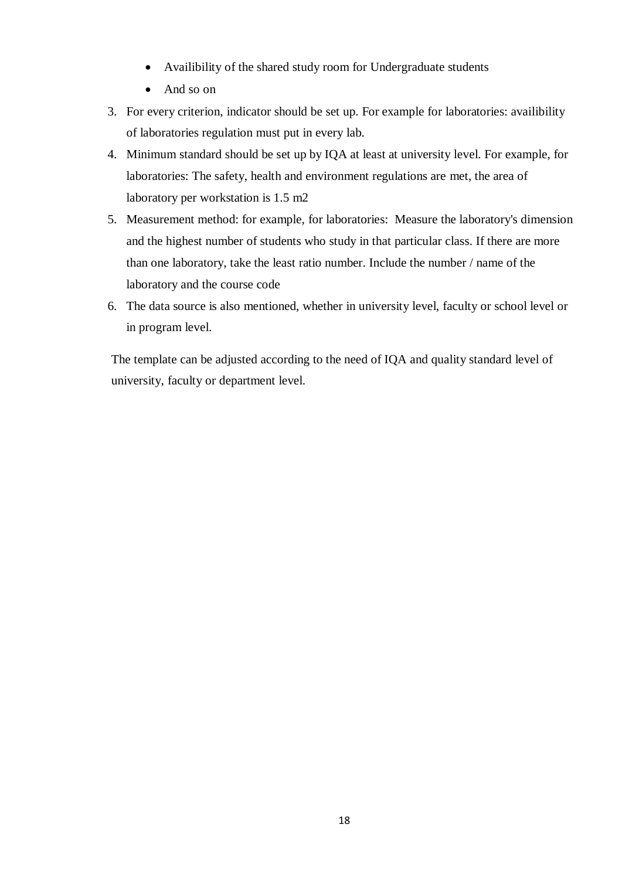- Availibility of the shared study room for Undergraduate students
- And so on

3. For every criterion, indicator should be set up. For example for laboratories: availibility of laboratories regulation must put in every lab.
4. Minimum standard should be set up by IQA at least at university level. For example, for laboratories: The safety, health and environment regulations are met, the area of laboratory per workstation is 1.5 m2
5. Measurement method: for example, for laboratories: Measure the laboratory's dimension and the highest number of students who study in that particular class. If there are more than one laboratory, take the least ratio number. Include the number / name of the laboratory and the course code
6. The data source is also mentioned, whether in university level, faculty or school level or in program level.

The template can be adjusted according to the need of IQA and quality standard level of university, faculty or department level.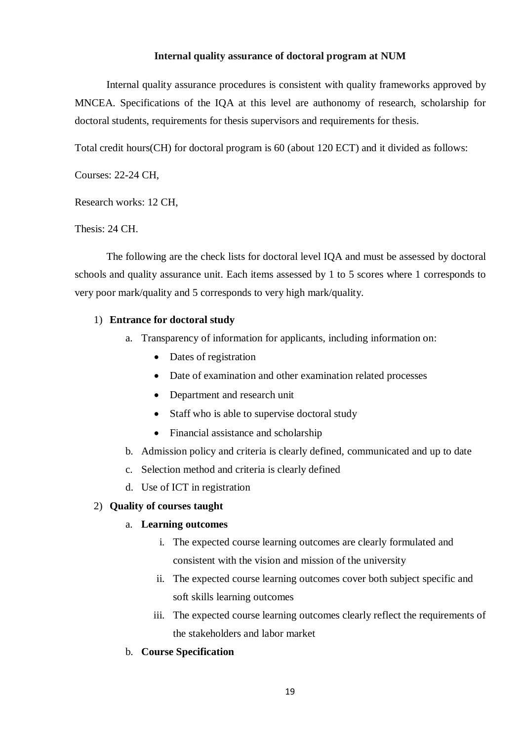**Internal quality assurance of doctoral program at NUM**

Internal quality assurance procedures is consistent with quality frameworks approved by MNCEA. Specifications of the IQA at this level are authonomy of research, scholarship for doctoral students, requirements for thesis supervisors and requirements for thesis.

Total credit hours(CH) for doctoral program is 60 (about 120 ECT) and it divided as follows:

Courses: 22-24 CH,

Research works: 12 CH,

Thesis: 24 CH.

The following are the check lists for doctoral level IQA and must be assessed by doctoral schools and quality assurance unit. Each items assessed by 1 to 5 scores where 1 corresponds to very poor mark/quality and 5 corresponds to very high mark/quality.

1) **Entrance for doctoral study**
   a. Transparency of information for applicants, including information on:
      - Dates of registration
      - Date of examination and other examination related processes
      - Department and research unit
      - Staff who is able to supervise doctoral study
      - Financial assistance and scholarship
   b. Admission policy and criteria is clearly defined, communicated and up to date
   c. Selection method and criteria is clearly defined
   d. Use of ICT in registration
2) **Quality of courses taught**
   a. **Learning outcomes**
      i. The expected course learning outcomes are clearly formulated and consistent with the vision and mission of the university
      ii. The expected course learning outcomes cover both subject specific and soft skills learning outcomes
      iii. The expected course learning outcomes clearly reflect the requirements of the stakeholders and labor market
   b. **Course Specification**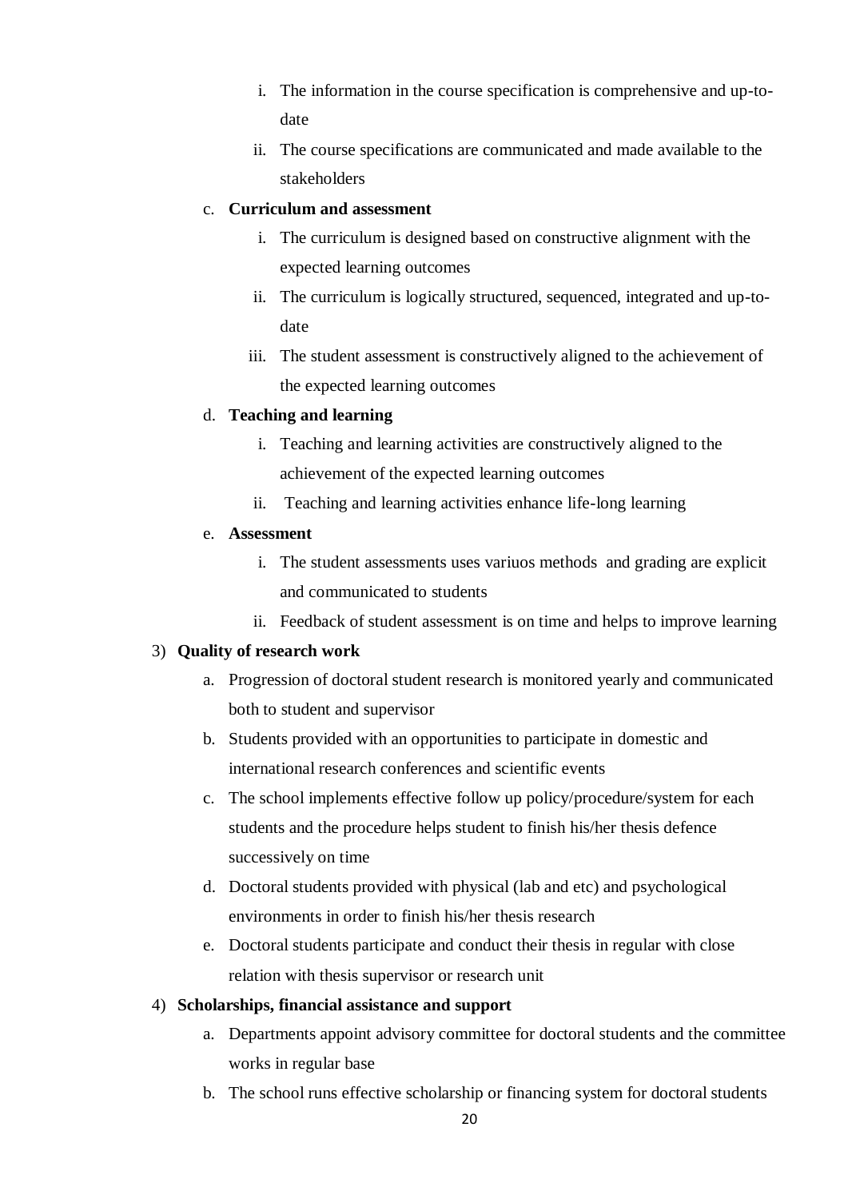i. The information in the course specification is comprehensive and up-to-date
   ii. The course specifications are communicated and made available to the stakeholders

c. **Curriculum and assessment**
   i. The curriculum is designed based on constructive alignment with the expected learning outcomes
   ii. The curriculum is logically structured, sequenced, integrated and up-to-date
   iii. The student assessment is constructively aligned to the achievement of the expected learning outcomes

d. **Teaching and learning**
   i. Teaching and learning activities are constructively aligned to the achievement of the expected learning outcomes
   ii. Teaching and learning activities enhance life-long learning

e. **Assessment**
   i. The student assessments uses variuos methods and grading are explicit and communicated to students
   ii. Feedback of student assessment is on time and helps to improve learning

3) **Quality of research work**
   a. Progression of doctoral student research is monitored yearly and communicated both to student and supervisor
   b. Students provided with an opportunities to participate in domestic and international research conferences and scientific events
   c. The school implements effective follow up policy/procedure/system for each students and the procedure helps student to finish his/her thesis defence successively on time
   d. Doctoral students provided with physical (lab and etc) and psychological environments in order to finish his/her thesis research
   e. Doctoral students participate and conduct their thesis in regular with close relation with thesis supervisor or research unit

4) **Scholarships, financial assistance and support**
   a. Departments appoint advisory committee for doctoral students and the committee works in regular base
   b. The school runs effective scholarship or financing system for doctoral students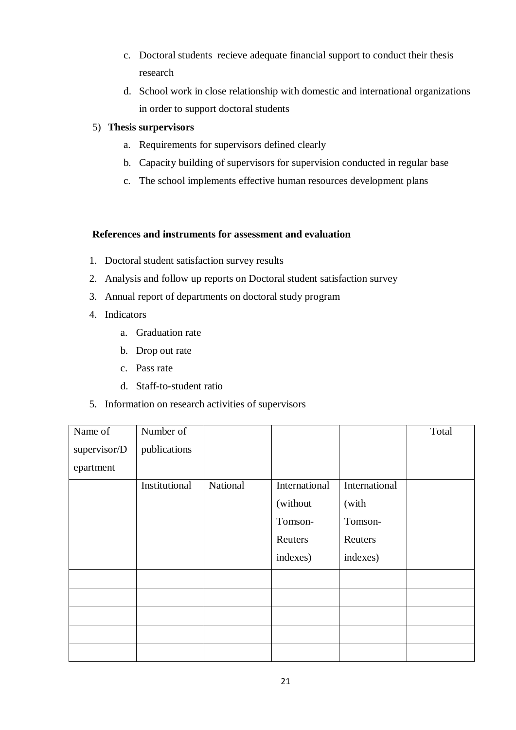c. Doctoral students recieve adequate financial support to conduct their thesis research
d. School work in close relationship with domestic and international organizations in order to support doctoral students

5) **Thesis surpervisors**
   a. Requirements for supervisors defined clearly
   b. Capacity building of supervisors for supervision conducted in regular base
   c. The school implements effective human resources development plans

**References and instruments for assessment and evaluation**

1. Doctoral student satisfaction survey results
2. Analysis and follow up reports on Doctoral student satisfaction survey
3. Annual report of departments on doctoral study program
4. Indicators
   a. Graduation rate
   b. Drop out rate
   c. Pass rate
   d. Staff-to-student ratio
5. Information on research activities of supervisors

| Name of supervisor/Department | Number of publications | | | | Total |
|---|---|---|---|---|---|
| | Institutional | National | International (without Tomson-Reuters indexes) | International (with Tomson-Reuters indexes) | |
| | | | | | |
| | | | | | |
| | | | | | |
| | | | | | |
| | | | | | |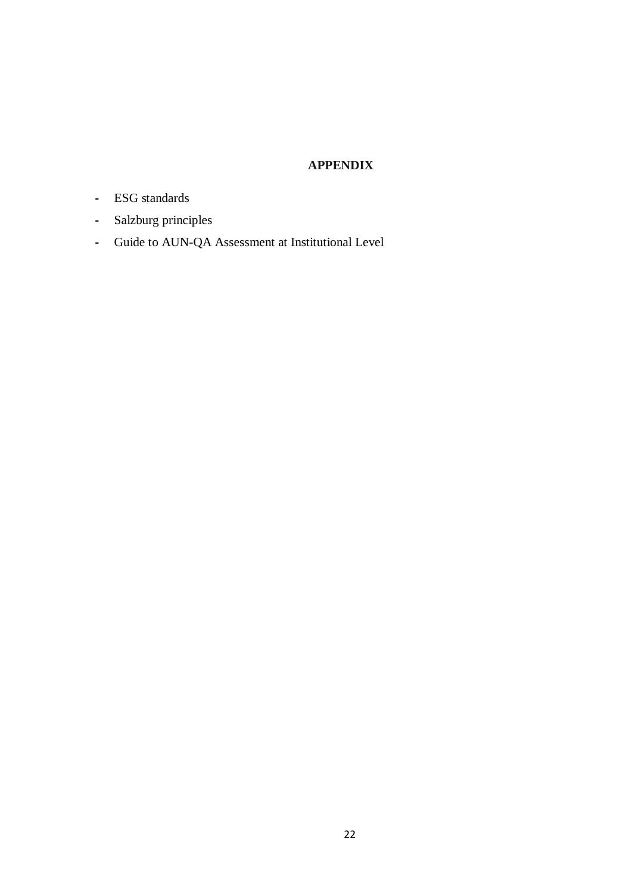# APPENDIX

- ESG standards
- Salzburg principles
- Guide to AUN-QA Assessment at Institutional Level